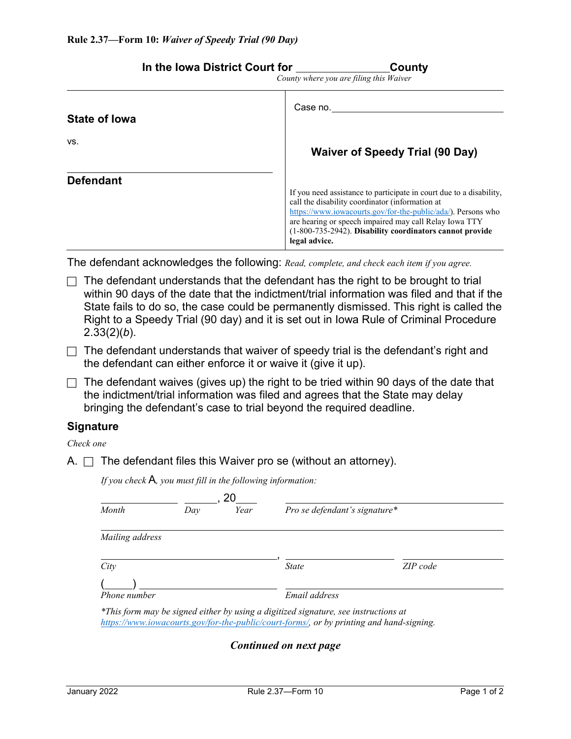**Rule 2.37—Form 10:** ***Waiver of Speedy Trial (90 Day)***

## In the Iowa District Court for \_\_\_\_\_\_\_\_\_\_\_\_\_\_\_\_ County

*County where you are filing this Waiver*

| | |
|---|---|
| **State of Iowa**<br><br>vs.<br><br>\_\_\_\_\_\_\_\_\_\_\_\_\_\_\_\_\_\_\_\_\_\_\_\_\_\_\_\_\_\_\_\_<br>**Defendant** | Case no. \_\_\_\_\_\_\_\_\_\_\_\_\_\_\_\_\_\_\_\_\_\_\_\_<br><br>**Waiver of Speedy Trial (90 Day)**<br><br>If you need assistance to participate in court due to a disability, call the disability coordinator (information at https://www.iowacourts.gov/for-the-public/ada/). Persons who are hearing or speech impaired may call Relay Iowa TTY (1-800-735-2942). **Disability coordinators cannot provide legal advice.** |

The defendant acknowledges the following: *Read, complete, and check each item if you agree.*

- ☐ The defendant understands that the defendant has the right to be brought to trial within 90 days of the date that the indictment/trial information was filed and that if the State fails to do so, the case could be permanently dismissed. This right is called the Right to a Speedy Trial (90 day) and it is set out in Iowa Rule of Criminal Procedure 2.33(2)(*b*).
- ☐ The defendant understands that waiver of speedy trial is the defendant's right and the defendant can either enforce it or waive it (give it up).
- ☐ The defendant waives (gives up) the right to be tried within 90 days of the date that the indictment/trial information was filed and agrees that the State may delay bringing the defendant's case to trial beyond the required deadline.

### Signature

*Check one*

A. ☐ The defendant files this Waiver pro se (without an attorney).

*If you check A, you must fill in the following information:*

\_\_\_\_\_\_\_\_\_\_\_\_ \_\_\_\_\_\_, 20\_\_\_\_ \_\_\_\_\_\_\_\_\_\_\_\_\_\_\_\_\_\_\_\_\_\_\_\_\_\_\_\_
*Month* *Day* *Year* *Pro se defendant's signature\**

\_\_\_\_\_\_\_\_\_\_\_\_\_\_\_\_\_\_\_\_\_\_\_\_\_\_\_\_\_\_\_\_\_\_\_\_\_\_\_\_\_\_\_\_\_\_
*Mailing address*

\_\_\_\_\_\_\_\_\_\_\_\_\_\_\_\_\_\_\_\_\_\_, \_\_\_\_\_\_\_\_\_\_\_\_\_\_ \_\_\_\_\_\_\_\_\_\_\_\_
*City* *State* *ZIP code*

(\_\_\_\_\_) \_\_\_\_\_\_\_\_\_\_\_\_\_\_\_\_\_\_ \_\_\_\_\_\_\_\_\_\_\_\_\_\_\_\_\_\_\_\_\_\_\_\_
*Phone number* *Email address*

*\*This form may be signed either by using a digitized signature, see instructions at https://www.iowacourts.gov/for-the-public/court-forms/, or by printing and hand-signing.*

***Continued on next page***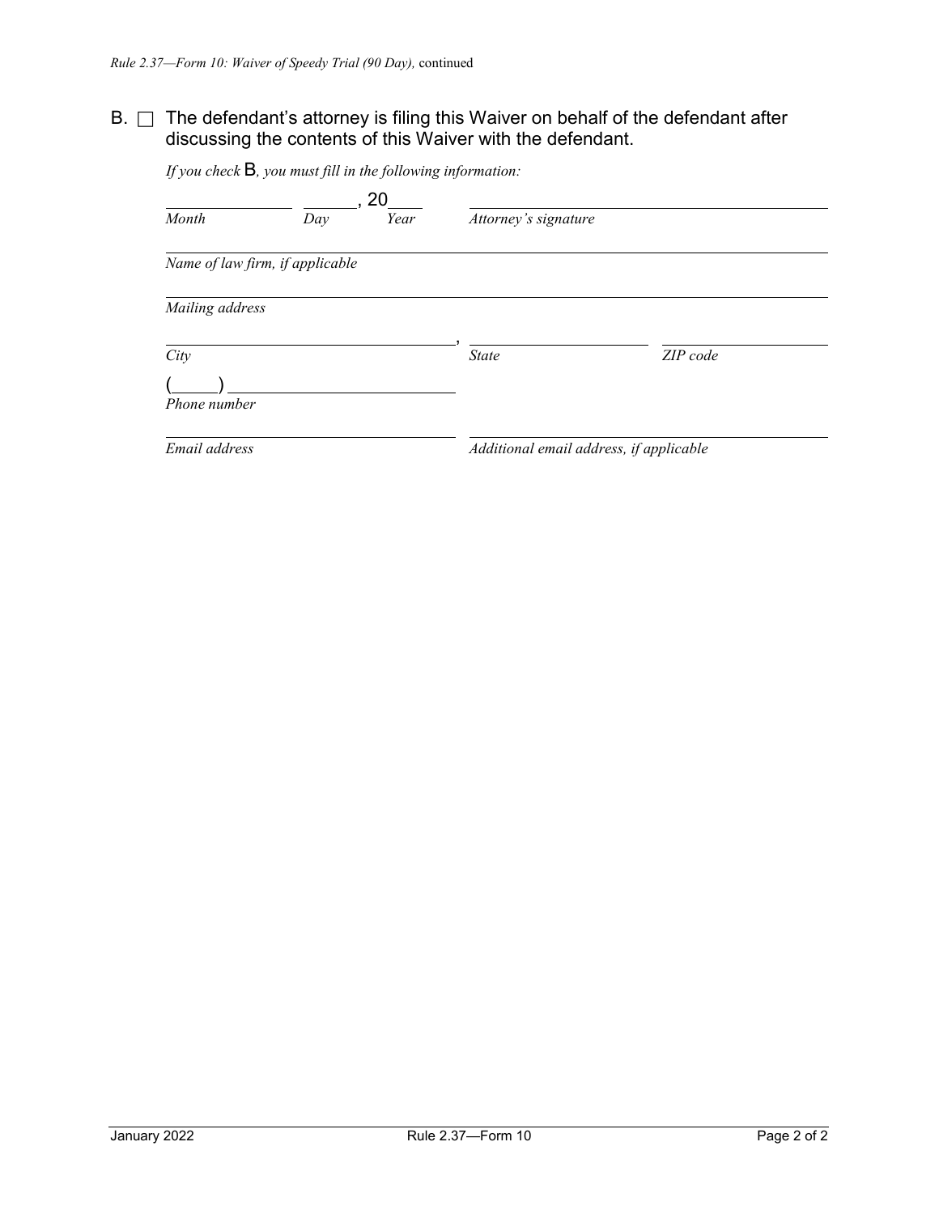B. ☐ The defendant's attorney is filing this Waiver on behalf of the defendant after discussing the contents of this Waiver with the defendant.

*If you check* B*, you must fill in the following information:*

______________ ______, 20____ ________________________________________

*Month* *Day* *Year* *Attorney's signature*

________________________________________________________________

*Name of law firm, if applicable*

________________________________________________________________

*Mailing address*

____________________________________, ____________________ ____________________

*City* *State* *ZIP code*

(_____) ________________________

*Phone number*

____________________________________ ________________________________________

*Email address* *Additional email address, if applicable*